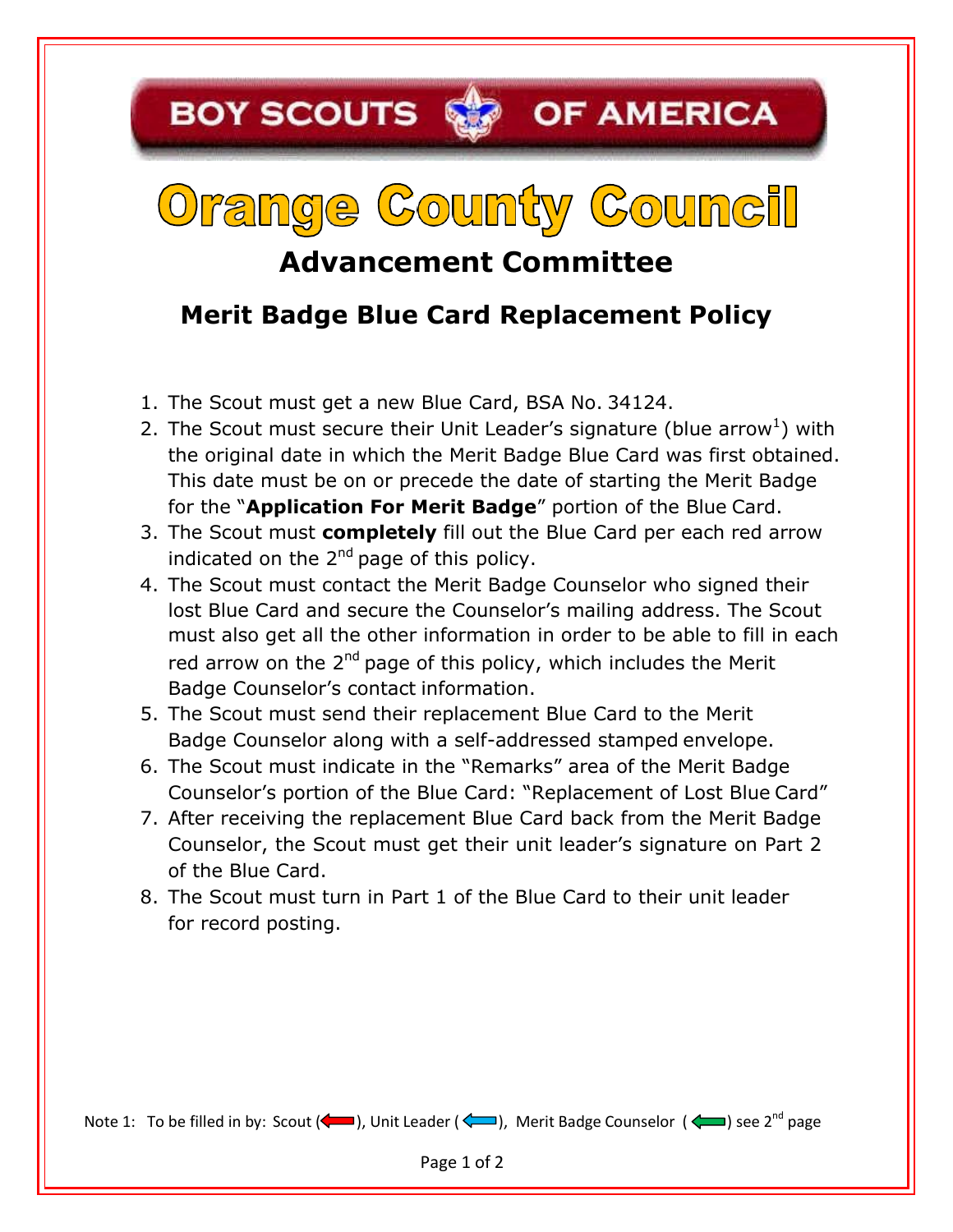# BOY SCOUTS OF AMERICA

# Orange County Council

## Advancement Committee

### Merit Badge Blue Card Replacement Policy

1. The Scout must get a new Blue Card, BSA No. 34124.
2. The Scout must secure their Unit Leader's signature (blue arrow[1]) with the original date in which the Merit Badge Blue Card was first obtained. This date must be on or precede the date of starting the Merit Badge for the "**Application For Merit Badge**" portion of the Blue Card.
3. The Scout must **completely** fill out the Blue Card per each red arrow indicated on the 2nd page of this policy.
4. The Scout must contact the Merit Badge Counselor who signed their lost Blue Card and secure the Counselor's mailing address. The Scout must also get all the other information in order to be able to fill in each red arrow on the 2nd page of this policy, which includes the Merit Badge Counselor's contact information.
5. The Scout must send their replacement Blue Card to the Merit Badge Counselor along with a self-addressed stamped envelope.
6. The Scout must indicate in the "Remarks" area of the Merit Badge Counselor's portion of the Blue Card: "Replacement of Lost Blue Card"
7. After receiving the replacement Blue Card back from the Merit Badge Counselor, the Scout must get their unit leader's signature on Part 2 of the Blue Card.
8. The Scout must turn in Part 1 of the Blue Card to their unit leader for record posting.

Note 1: To be filled in by: Scout (red arrow), Unit Leader (blue arrow), Merit Badge Counselor (green arrow) see 2nd page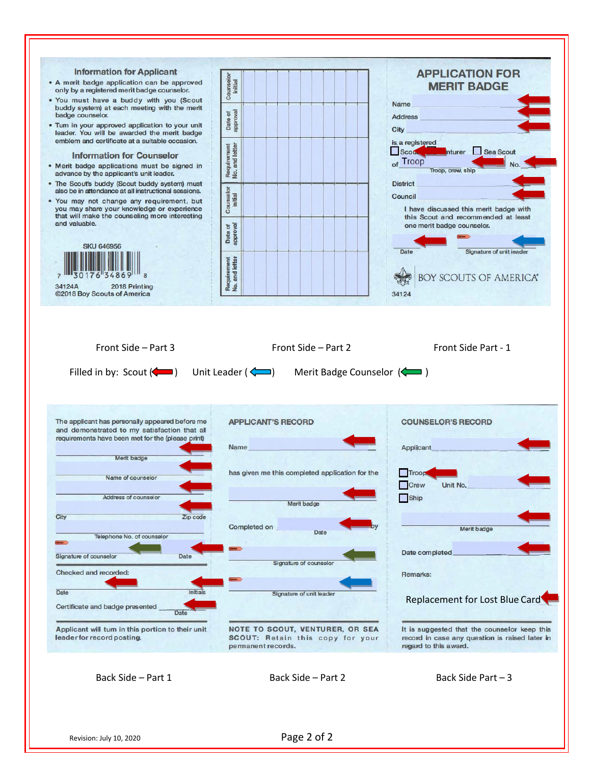### Information for Applicant

- A merit badge application can be approved only by a registered merit badge counselor.
- You must have a buddy with you (Scout buddy system) at each meeting with the merit badge counselor.
- Turn in your approved application to your unit leader. You will be awarded the merit badge emblem and certificate at a suitable occasion.

### Information for Counselor

- Merit badge applications must be signed in advance by the applicant's unit leader.
- The Scout's buddy (Scout buddy system) must also be in attendance at all instructional sessions.
- You may not change any requirement, but you may share your knowledge or experience that will make the counseling more interesting and valuable.

SKU 646956

7 30176 34869 8

34124A 2018 Printing
©2018 Boy Scouts of America

| Counselor initial | Date of approval | Requirement No. and letter | Counselor initial | Date of approval | Requirement No. and letter |
|---|---|---|---|---|---|
| | | | | | |

## APPLICATION FOR MERIT BADGE

Name

Address

City

is a registered

☐ Scout ☐ Venturer ☐ Sea Scout

of Troop No.

Troop, crew, ship

District

Council

I have discussed this merit badge with this Scout and recommended at least one merit badge counselor.

Date

Signature of unit leader

BOY SCOUTS OF AMERICA

34124

Front Side – Part 3 Front Side – Part 2 Front Side Part - 1

Filled in by: Scout ( ) Unit Leader ( ) Merit Badge Counselor ( )

The applicant has personally appeared before me and demonstrated to my satisfaction that all requirements have been met for the (please print)

Merit badge

Name of counselor

Address of counselor

City Zip code

Telephone No. of counselor

Signature of counselor Date

Checked and recorded:

Date Initials

Certificate and badge presented Date

**Applicant will turn in this portion to their unit leader for record posting.**

### APPLICANT'S RECORD

Name

has given me this completed application for the

Merit badge

Completed on by

Date

Signature of counselor

Signature of unit leader

**NOTE TO SCOUT, VENTURER, OR SEA SCOUT:** Retain this copy for your permanent records.

### COUNSELOR'S RECORD

Applicant

☐ Troop
☐ Crew Unit No.
☐ Ship

Merit badge

Date completed

Remarks:

Replacement for Lost Blue Card

It is suggested that the counselor keep this record in case any question is raised later in regard to this award.

Back Side – Part 1 Back Side – Part 2 Back Side Part – 3

Revision: July 10, 2020